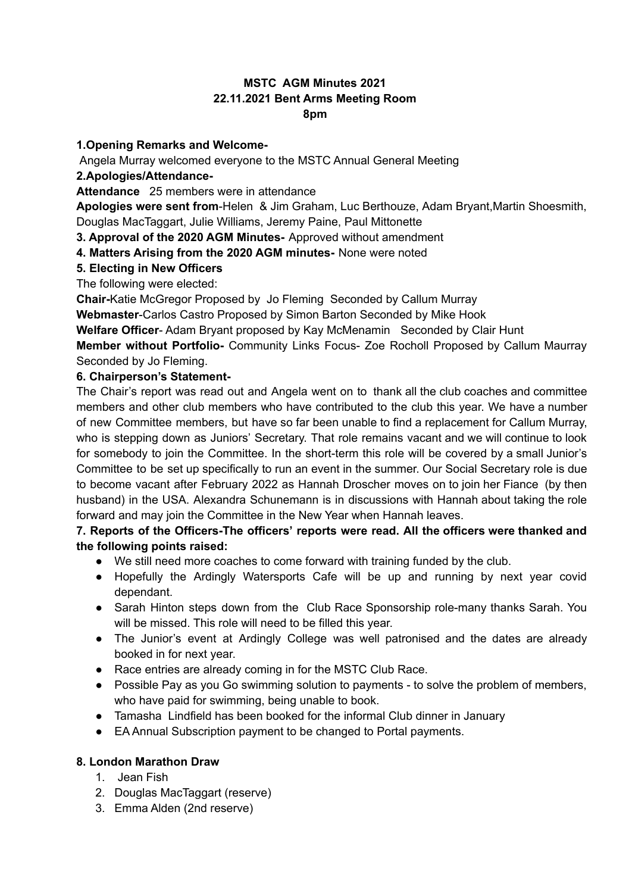# MSTC AGM Minutes 2021
## 22.11.2021 Bent Arms Meeting Room
## 8pm

**1.Opening Remarks and Welcome-**

Angela Murray welcomed everyone to the MSTC Annual General Meeting

**2.Apologies/Attendance-**

**Attendance** 25 members were in attendance

**Apologies were sent from**-Helen & Jim Graham, Luc Berthouze, Adam Bryant,Martin Shoesmith, Douglas MacTaggart, Julie Williams, Jeremy Paine, Paul Mittonette

**3. Approval of the 2020 AGM Minutes-** Approved without amendment

**4. Matters Arising from the 2020 AGM minutes-** None were noted

**5. Electing in New Officers**

The following were elected:

**Chair-**Katie McGregor Proposed by Jo Fleming Seconded by Callum Murray

**Webmaster**-Carlos Castro Proposed by Simon Barton Seconded by Mike Hook

**Welfare Officer**- Adam Bryant proposed by Kay McMenamin Seconded by Clair Hunt

**Member without Portfolio-** Community Links Focus- Zoe Rocholl Proposed by Callum Maurray Seconded by Jo Fleming.

**6. Chairperson's Statement-**

The Chair's report was read out and Angela went on to thank all the club coaches and committee members and other club members who have contributed to the club this year. We have a number of new Committee members, but have so far been unable to find a replacement for Callum Murray, who is stepping down as Juniors' Secretary. That role remains vacant and we will continue to look for somebody to join the Committee. In the short-term this role will be covered by a small Junior's Committee to be set up specifically to run an event in the summer. Our Social Secretary role is due to become vacant after February 2022 as Hannah Droscher moves on to join her Fiance (by then husband) in the USA. Alexandra Schunemann is in discussions with Hannah about taking the role forward and may join the Committee in the New Year when Hannah leaves.

**7. Reports of the Officers-The officers' reports were read. All the officers were thanked and the following points raised:**

- We still need more coaches to come forward with training funded by the club.
- Hopefully the Ardingly Watersports Cafe will be up and running by next year covid dependant.
- Sarah Hinton steps down from the Club Race Sponsorship role-many thanks Sarah. You will be missed. This role will need to be filled this year.
- The Junior's event at Ardingly College was well patronised and the dates are already booked in for next year.
- Race entries are already coming in for the MSTC Club Race.
- Possible Pay as you Go swimming solution to payments - to solve the problem of members, who have paid for swimming, being unable to book.
- Tamasha Lindfield has been booked for the informal Club dinner in January
- EA Annual Subscription payment to be changed to Portal payments.

**8. London Marathon Draw**

1. Jean Fish
2. Douglas MacTaggart (reserve)
3. Emma Alden (2nd reserve)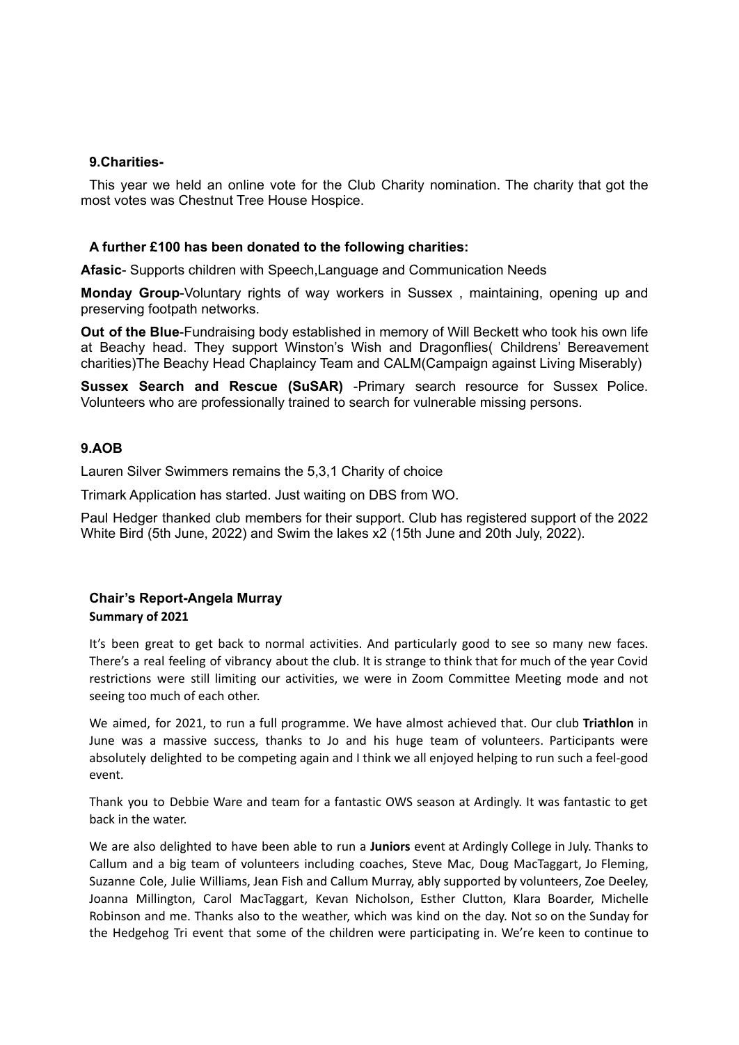## 9.Charities-

This year we held an online vote for the Club Charity nomination. The charity that got the most votes was Chestnut Tree House Hospice.

### A further £100 has been donated to the following charities:

**Afasic**- Supports children with Speech,Language and Communication Needs

**Monday Group**-Voluntary rights of way workers in Sussex , maintaining, opening up and preserving footpath networks.

**Out of the Blue**-Fundraising body established in memory of Will Beckett who took his own life at Beachy head. They support Winston's Wish and Dragonflies( Childrens' Bereavement charities)The Beachy Head Chaplaincy Team and CALM(Campaign against Living Miserably)

**Sussex Search and Rescue (SuSAR)** -Primary search resource for Sussex Police. Volunteers who are professionally trained to search for vulnerable missing persons.

## 9.AOB

Lauren Silver Swimmers remains the 5,3,1 Charity of choice

Trimark Application has started. Just waiting on DBS from WO.

Paul Hedger thanked club members for their support. Club has registered support of the 2022 White Bird (5th June, 2022) and Swim the lakes x2 (15th June and 20th July, 2022).

## Chair's Report-Angela Murray

**Summary of 2021**

It's been great to get back to normal activities. And particularly good to see so many new faces. There's a real feeling of vibrancy about the club. It is strange to think that for much of the year Covid restrictions were still limiting our activities, we were in Zoom Committee Meeting mode and not seeing too much of each other.

We aimed, for 2021, to run a full programme. We have almost achieved that. Our club **Triathlon** in June was a massive success, thanks to Jo and his huge team of volunteers. Participants were absolutely delighted to be competing again and I think we all enjoyed helping to run such a feel-good event.

Thank you to Debbie Ware and team for a fantastic OWS season at Ardingly. It was fantastic to get back in the water.

We are also delighted to have been able to run a **Juniors** event at Ardingly College in July. Thanks to Callum and a big team of volunteers including coaches, Steve Mac, Doug MacTaggart, Jo Fleming, Suzanne Cole, Julie Williams, Jean Fish and Callum Murray, ably supported by volunteers, Zoe Deeley, Joanna Millington, Carol MacTaggart, Kevan Nicholson, Esther Clutton, Klara Boarder, Michelle Robinson and me. Thanks also to the weather, which was kind on the day. Not so on the Sunday for the Hedgehog Tri event that some of the children were participating in. We're keen to continue to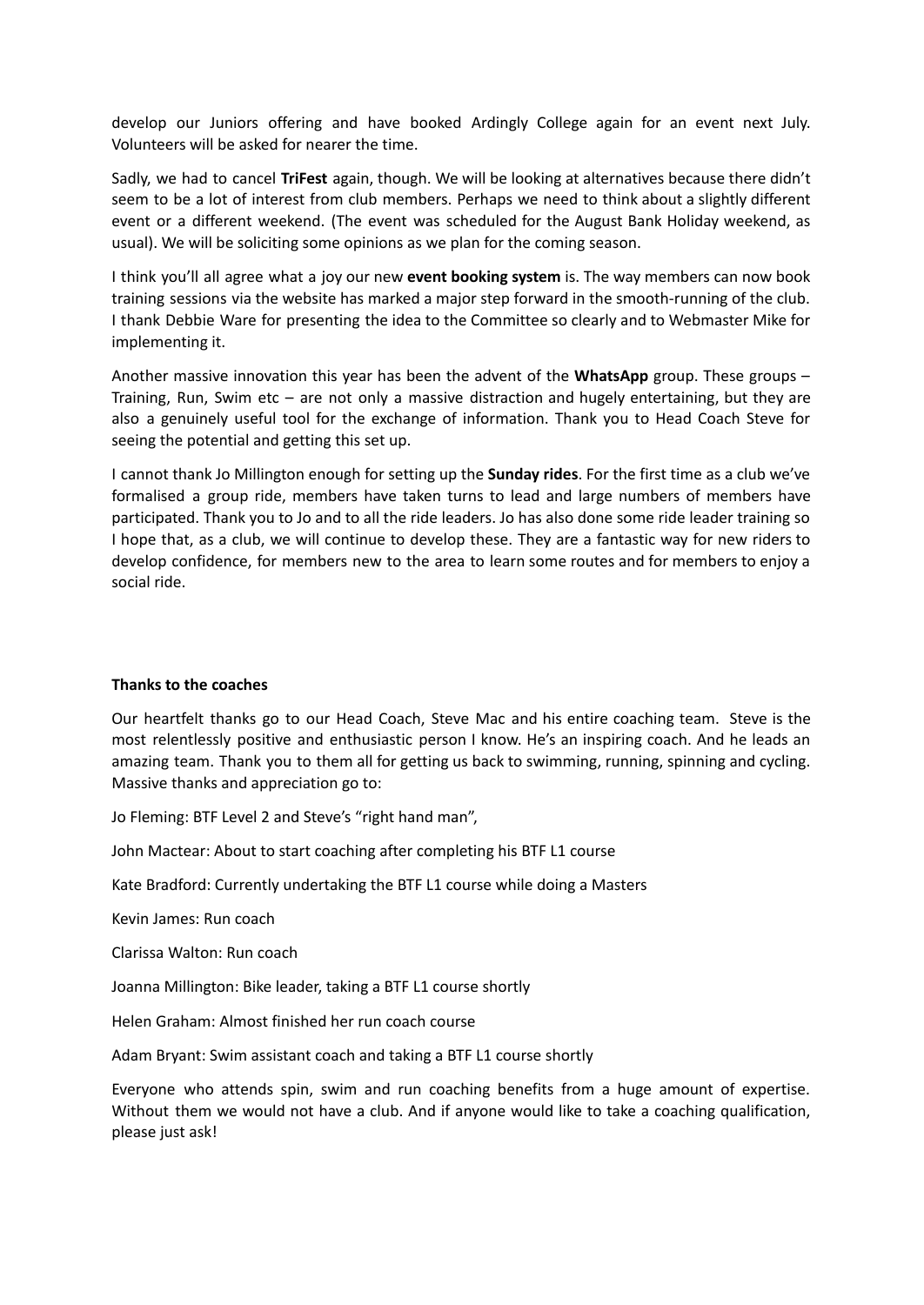develop our Juniors offering and have booked Ardingly College again for an event next July. Volunteers will be asked for nearer the time.

Sadly, we had to cancel **TriFest** again, though. We will be looking at alternatives because there didn't seem to be a lot of interest from club members. Perhaps we need to think about a slightly different event or a different weekend. (The event was scheduled for the August Bank Holiday weekend, as usual). We will be soliciting some opinions as we plan for the coming season.

I think you'll all agree what a joy our new **event booking system** is. The way members can now book training sessions via the website has marked a major step forward in the smooth-running of the club. I thank Debbie Ware for presenting the idea to the Committee so clearly and to Webmaster Mike for implementing it.

Another massive innovation this year has been the advent of the **WhatsApp** group. These groups – Training, Run, Swim etc – are not only a massive distraction and hugely entertaining, but they are also a genuinely useful tool for the exchange of information. Thank you to Head Coach Steve for seeing the potential and getting this set up.

I cannot thank Jo Millington enough for setting up the **Sunday rides**. For the first time as a club we've formalised a group ride, members have taken turns to lead and large numbers of members have participated. Thank you to Jo and to all the ride leaders. Jo has also done some ride leader training so I hope that, as a club, we will continue to develop these. They are a fantastic way for new riders to develop confidence, for members new to the area to learn some routes and for members to enjoy a social ride.

**Thanks to the coaches**

Our heartfelt thanks go to our Head Coach, Steve Mac and his entire coaching team. Steve is the most relentlessly positive and enthusiastic person I know. He's an inspiring coach. And he leads an amazing team. Thank you to them all for getting us back to swimming, running, spinning and cycling. Massive thanks and appreciation go to:

Jo Fleming: BTF Level 2 and Steve's "right hand man",

John Mactear: About to start coaching after completing his BTF L1 course

Kate Bradford: Currently undertaking the BTF L1 course while doing a Masters

Kevin James: Run coach

Clarissa Walton: Run coach

Joanna Millington: Bike leader, taking a BTF L1 course shortly

Helen Graham: Almost finished her run coach course

Adam Bryant: Swim assistant coach and taking a BTF L1 course shortly

Everyone who attends spin, swim and run coaching benefits from a huge amount of expertise. Without them we would not have a club. And if anyone would like to take a coaching qualification, please just ask!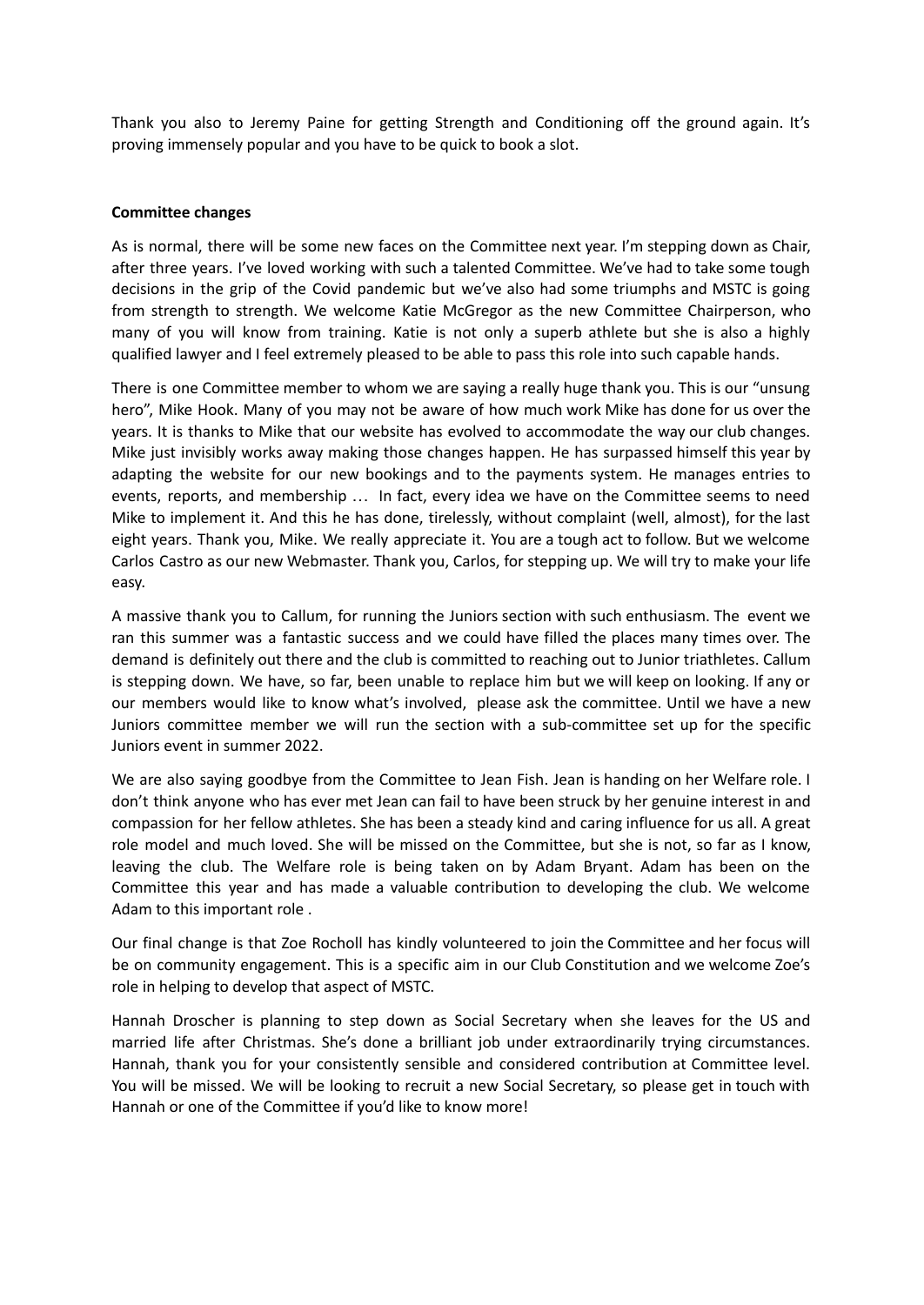Thank you also to Jeremy Paine for getting Strength and Conditioning off the ground again. It's proving immensely popular and you have to be quick to book a slot.

**Committee changes**

As is normal, there will be some new faces on the Committee next year. I'm stepping down as Chair, after three years. I've loved working with such a talented Committee. We've had to take some tough decisions in the grip of the Covid pandemic but we've also had some triumphs and MSTC is going from strength to strength. We welcome Katie McGregor as the new Committee Chairperson, who many of you will know from training. Katie is not only a superb athlete but she is also a highly qualified lawyer and I feel extremely pleased to be able to pass this role into such capable hands.

There is one Committee member to whom we are saying a really huge thank you. This is our "unsung hero", Mike Hook. Many of you may not be aware of how much work Mike has done for us over the years. It is thanks to Mike that our website has evolved to accommodate the way our club changes. Mike just invisibly works away making those changes happen. He has surpassed himself this year by adapting the website for our new bookings and to the payments system. He manages entries to events, reports, and membership … In fact, every idea we have on the Committee seems to need Mike to implement it. And this he has done, tirelessly, without complaint (well, almost), for the last eight years. Thank you, Mike. We really appreciate it. You are a tough act to follow. But we welcome Carlos Castro as our new Webmaster. Thank you, Carlos, for stepping up. We will try to make your life easy.

A massive thank you to Callum, for running the Juniors section with such enthusiasm. The event we ran this summer was a fantastic success and we could have filled the places many times over. The demand is definitely out there and the club is committed to reaching out to Junior triathletes. Callum is stepping down. We have, so far, been unable to replace him but we will keep on looking. If any or our members would like to know what's involved, please ask the committee. Until we have a new Juniors committee member we will run the section with a sub-committee set up for the specific Juniors event in summer 2022.

We are also saying goodbye from the Committee to Jean Fish. Jean is handing on her Welfare role. I don't think anyone who has ever met Jean can fail to have been struck by her genuine interest in and compassion for her fellow athletes. She has been a steady kind and caring influence for us all. A great role model and much loved. She will be missed on the Committee, but she is not, so far as I know, leaving the club. The Welfare role is being taken on by Adam Bryant. Adam has been on the Committee this year and has made a valuable contribution to developing the club. We welcome Adam to this important role .

Our final change is that Zoe Rocholl has kindly volunteered to join the Committee and her focus will be on community engagement. This is a specific aim in our Club Constitution and we welcome Zoe's role in helping to develop that aspect of MSTC.

Hannah Droscher is planning to step down as Social Secretary when she leaves for the US and married life after Christmas. She's done a brilliant job under extraordinarily trying circumstances. Hannah, thank you for your consistently sensible and considered contribution at Committee level. You will be missed. We will be looking to recruit a new Social Secretary, so please get in touch with Hannah or one of the Committee if you'd like to know more!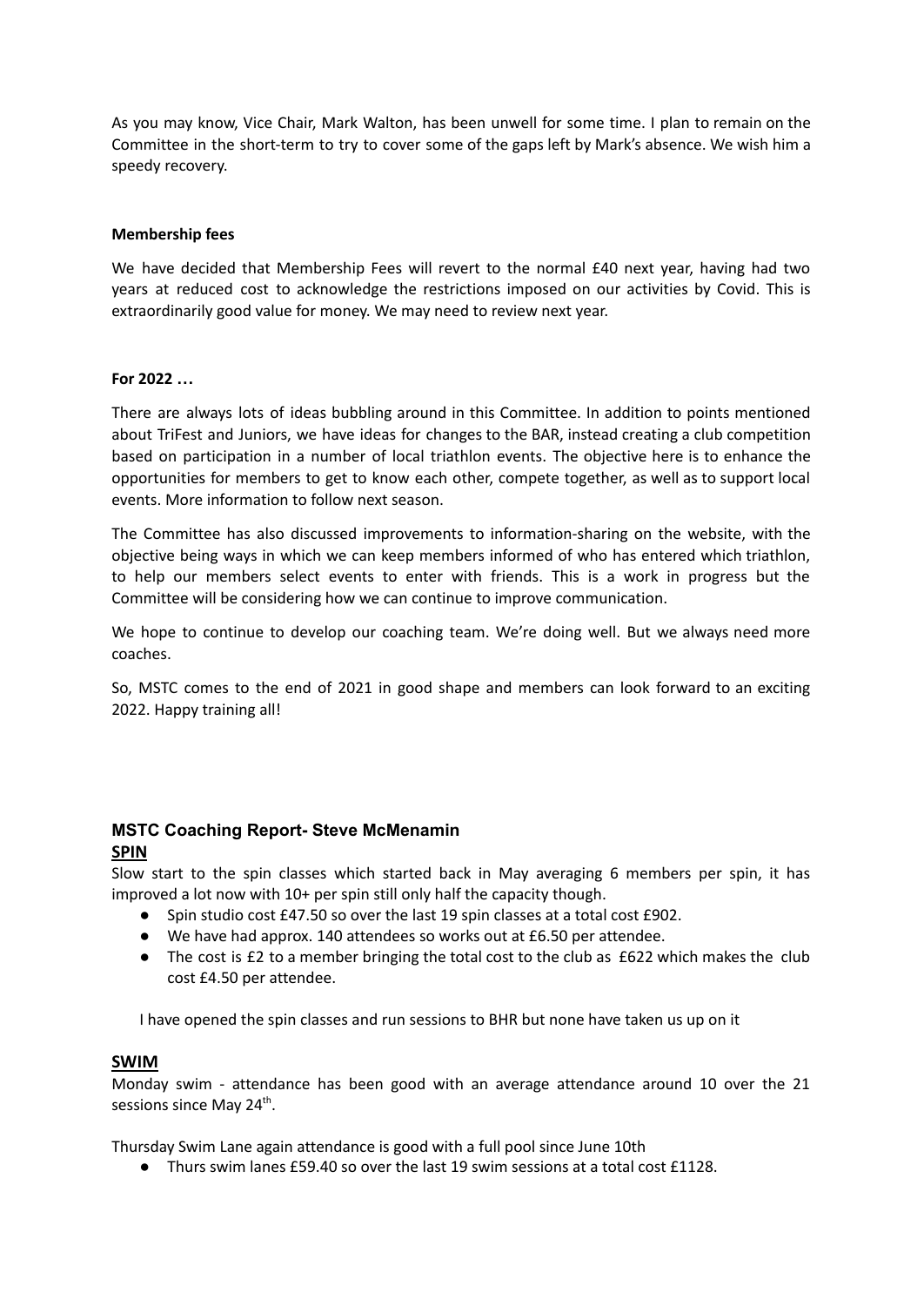As you may know, Vice Chair, Mark Walton, has been unwell for some time. I plan to remain on the Committee in the short-term to try to cover some of the gaps left by Mark's absence. We wish him a speedy recovery.

**Membership fees**

We have decided that Membership Fees will revert to the normal £40 next year, having had two years at reduced cost to acknowledge the restrictions imposed on our activities by Covid. This is extraordinarily good value for money. We may need to review next year.

**For 2022 …**

There are always lots of ideas bubbling around in this Committee. In addition to points mentioned about TriFest and Juniors, we have ideas for changes to the BAR, instead creating a club competition based on participation in a number of local triathlon events. The objective here is to enhance the opportunities for members to get to know each other, compete together, as well as to support local events. More information to follow next season.

The Committee has also discussed improvements to information-sharing on the website, with the objective being ways in which we can keep members informed of who has entered which triathlon, to help our members select events to enter with friends. This is a work in progress but the Committee will be considering how we can continue to improve communication.

We hope to continue to develop our coaching team. We're doing well. But we always need more coaches.

So, MSTC comes to the end of 2021 in good shape and members can look forward to an exciting 2022. Happy training all!

### MSTC Coaching Report- Steve McMenamin

**SPIN**

Slow start to the spin classes which started back in May averaging 6 members per spin, it has improved a lot now with 10+ per spin still only half the capacity though.

- Spin studio cost £47.50 so over the last 19 spin classes at a total cost £902.
- We have had approx. 140 attendees so works out at £6.50 per attendee.
- The cost is £2 to a member bringing the total cost to the club as £622 which makes the club cost £4.50 per attendee.

I have opened the spin classes and run sessions to BHR but none have taken us up on it

**SWIM**

Monday swim - attendance has been good with an average attendance around 10 over the 21 sessions since May 24th.

Thursday Swim Lane again attendance is good with a full pool since June 10th

- Thurs swim lanes £59.40 so over the last 19 swim sessions at a total cost £1128.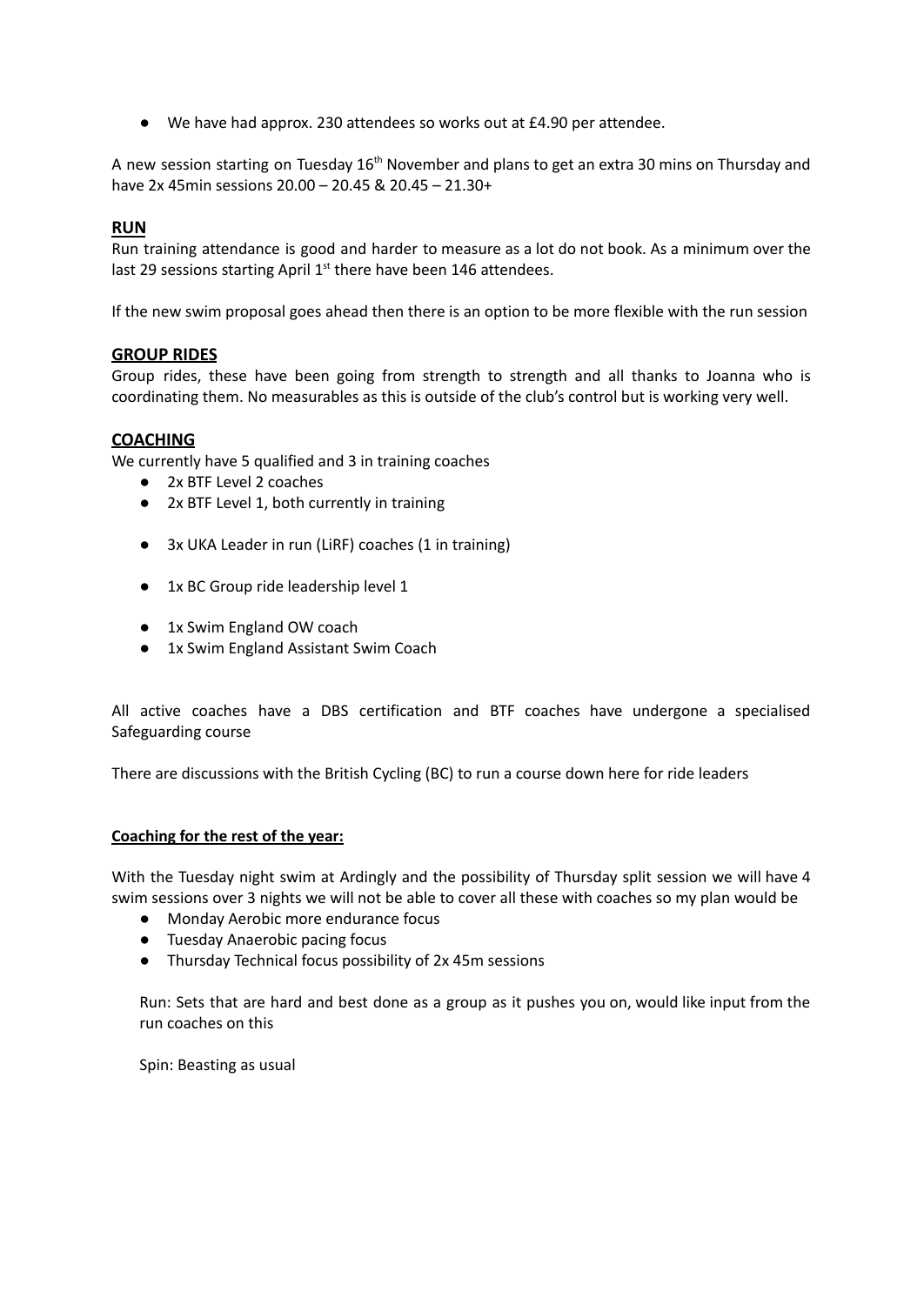- We have had approx. 230 attendees so works out at £4.90 per attendee.

A new session starting on Tuesday 16th November and plans to get an extra 30 mins on Thursday and have 2x 45min sessions 20.00 – 20.45 & 20.45 – 21.30+

## RUN

Run training attendance is good and harder to measure as a lot do not book. As a minimum over the last 29 sessions starting April 1st there have been 146 attendees.

If the new swim proposal goes ahead then there is an option to be more flexible with the run session

## GROUP RIDES

Group rides, these have been going from strength to strength and all thanks to Joanna who is coordinating them. No measurables as this is outside of the club's control but is working very well.

## COACHING

We currently have 5 qualified and 3 in training coaches

- 2x BTF Level 2 coaches
- 2x BTF Level 1, both currently in training
- 3x UKA Leader in run (LiRF) coaches (1 in training)
- 1x BC Group ride leadership level 1
- 1x Swim England OW coach
- 1x Swim England Assistant Swim Coach

All active coaches have a DBS certification and BTF coaches have undergone a specialised Safeguarding course

There are discussions with the British Cycling (BC) to run a course down here for ride leaders

**Coaching for the rest of the year:**

With the Tuesday night swim at Ardingly and the possibility of Thursday split session we will have 4 swim sessions over 3 nights we will not be able to cover all these with coaches so my plan would be

- Monday Aerobic more endurance focus
- Tuesday Anaerobic pacing focus
- Thursday Technical focus possibility of 2x 45m sessions

Run: Sets that are hard and best done as a group as it pushes you on, would like input from the run coaches on this

Spin: Beasting as usual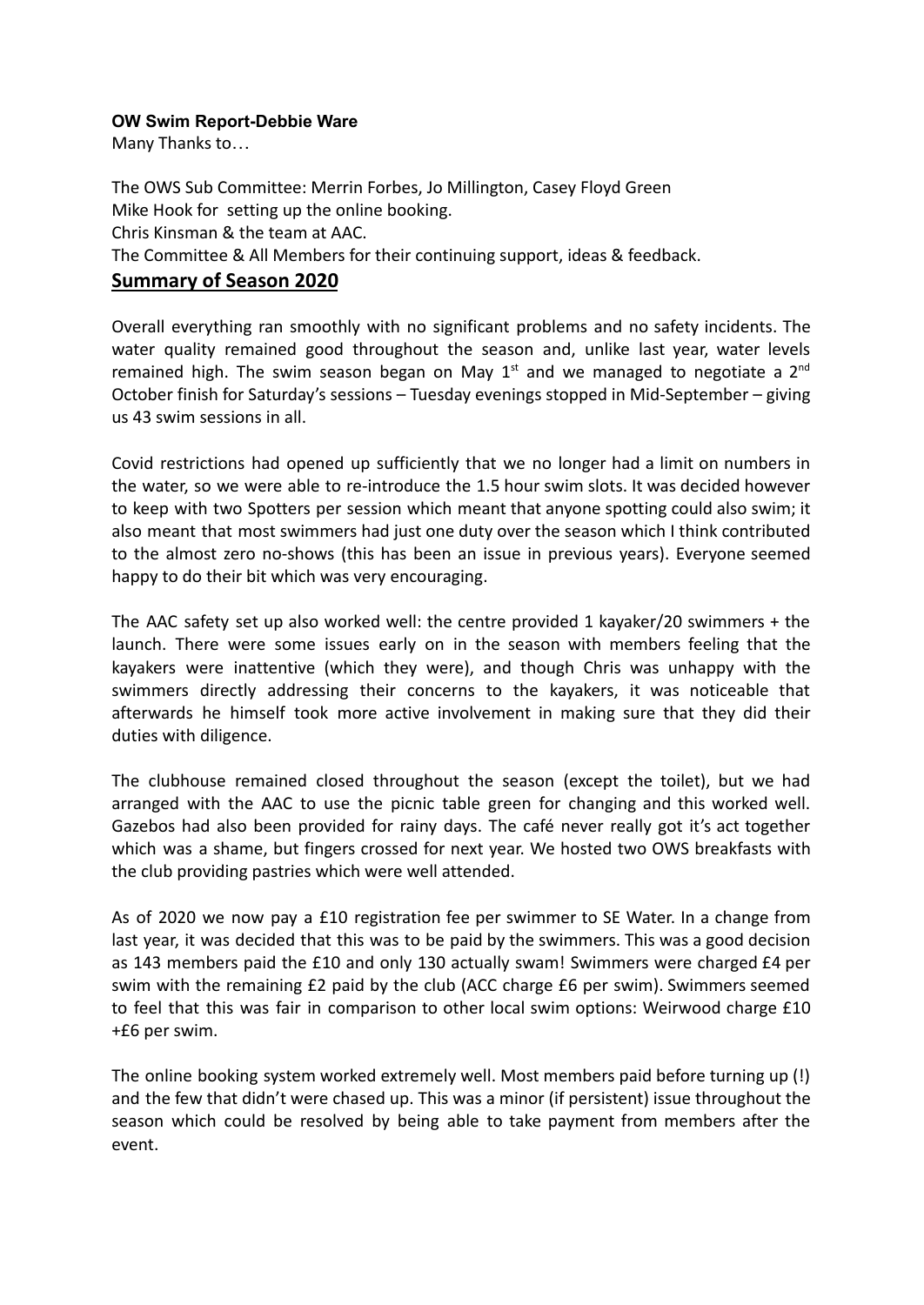**OW Swim Report-Debbie Ware**

Many Thanks to…

The OWS Sub Committee: Merrin Forbes, Jo Millington, Casey Floyd Green
Mike Hook for setting up the online booking.
Chris Kinsman & the team at AAC.
The Committee & All Members for their continuing support, ideas & feedback.

## Summary of Season 2020

Overall everything ran smoothly with no significant problems and no safety incidents. The water quality remained good throughout the season and, unlike last year, water levels remained high. The swim season began on May 1st and we managed to negotiate a 2nd October finish for Saturday's sessions – Tuesday evenings stopped in Mid-September – giving us 43 swim sessions in all.

Covid restrictions had opened up sufficiently that we no longer had a limit on numbers in the water, so we were able to re-introduce the 1.5 hour swim slots. It was decided however to keep with two Spotters per session which meant that anyone spotting could also swim; it also meant that most swimmers had just one duty over the season which I think contributed to the almost zero no-shows (this has been an issue in previous years). Everyone seemed happy to do their bit which was very encouraging.

The AAC safety set up also worked well: the centre provided 1 kayaker/20 swimmers + the launch. There were some issues early on in the season with members feeling that the kayakers were inattentive (which they were), and though Chris was unhappy with the swimmers directly addressing their concerns to the kayakers, it was noticeable that afterwards he himself took more active involvement in making sure that they did their duties with diligence.

The clubhouse remained closed throughout the season (except the toilet), but we had arranged with the AAC to use the picnic table green for changing and this worked well. Gazebos had also been provided for rainy days. The café never really got it's act together which was a shame, but fingers crossed for next year. We hosted two OWS breakfasts with the club providing pastries which were well attended.

As of 2020 we now pay a £10 registration fee per swimmer to SE Water. In a change from last year, it was decided that this was to be paid by the swimmers. This was a good decision as 143 members paid the £10 and only 130 actually swam! Swimmers were charged £4 per swim with the remaining £2 paid by the club (ACC charge £6 per swim). Swimmers seemed to feel that this was fair in comparison to other local swim options: Weirwood charge £10 +£6 per swim.

The online booking system worked extremely well. Most members paid before turning up (!) and the few that didn't were chased up. This was a minor (if persistent) issue throughout the season which could be resolved by being able to take payment from members after the event.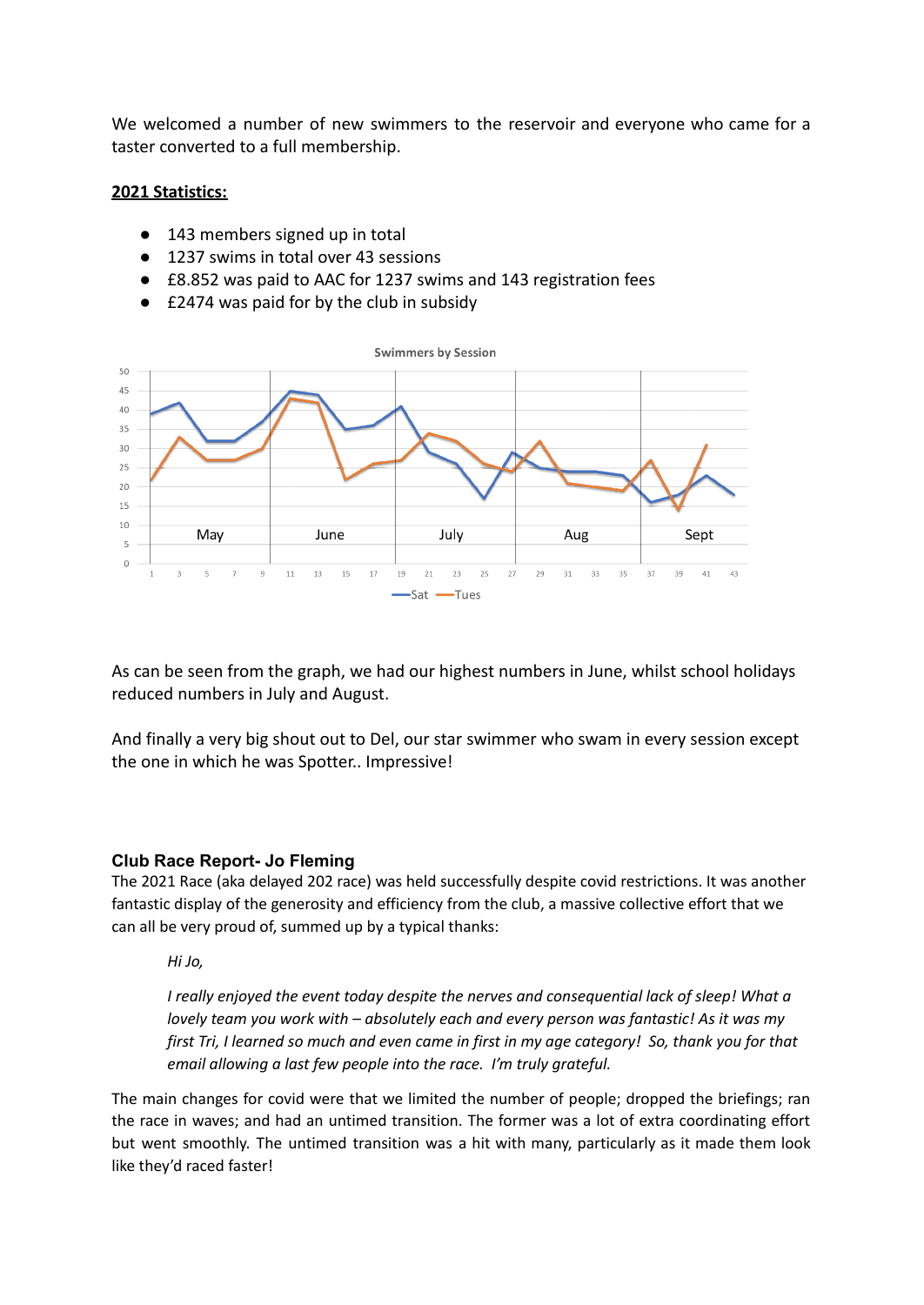We welcomed a number of new swimmers to the reservoir and everyone who came for a taster converted to a full membership.

**2021 Statistics:**

- 143 members signed up in total
- 1237 swims in total over 43 sessions
- £8.852 was paid to AAC for 1237 swims and 143 registration fees
- £2474 was paid for by the club in subsidy

As can be seen from the graph, we had our highest numbers in June, whilst school holidays reduced numbers in July and August.

And finally a very big shout out to Del, our star swimmer who swam in every session except the one in which he was Spotter.. Impressive!

### Club Race Report- Jo Fleming

The 2021 Race (aka delayed 202 race) was held successfully despite covid restrictions. It was another fantastic display of the generosity and efficiency from the club, a massive collective effort that we can all be very proud of, summed up by a typical thanks:

> *Hi Jo,*
>
> *I really enjoyed the event today despite the nerves and consequential lack of sleep! What a lovely team you work with – absolutely each and every person was fantastic! As it was my first Tri, I learned so much and even came in first in my age category! So, thank you for that email allowing a last few people into the race. I'm truly grateful.*

The main changes for covid were that we limited the number of people; dropped the briefings; ran the race in waves; and had an untimed transition. The former was a lot of extra coordinating effort but went smoothly. The untimed transition was a hit with many, particularly as it made them look like they'd raced faster!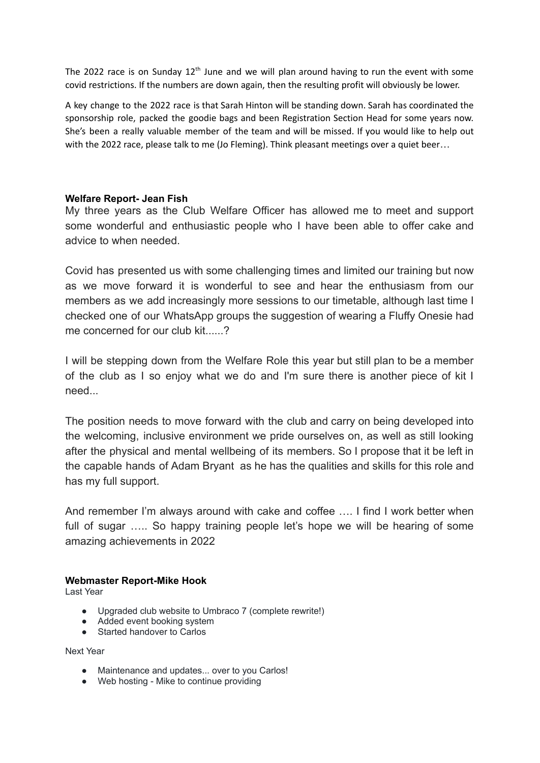The 2022 race is on Sunday 12th June and we will plan around having to run the event with some covid restrictions. If the numbers are down again, then the resulting profit will obviously be lower.

A key change to the 2022 race is that Sarah Hinton will be standing down. Sarah has coordinated the sponsorship role, packed the goodie bags and been Registration Section Head for some years now. She's been a really valuable member of the team and will be missed. If you would like to help out with the 2022 race, please talk to me (Jo Fleming). Think pleasant meetings over a quiet beer…

**Welfare Report- Jean Fish**

My three years as the Club Welfare Officer has allowed me to meet and support some wonderful and enthusiastic people who I have been able to offer cake and advice to when needed.

Covid has presented us with some challenging times and limited our training but now as we move forward it is wonderful to see and hear the enthusiasm from our members as we add increasingly more sessions to our timetable, although last time I checked one of our WhatsApp groups the suggestion of wearing a Fluffy Onesie had me concerned for our club kit......?

I will be stepping down from the Welfare Role this year but still plan to be a member of the club as I so enjoy what we do and I'm sure there is another piece of kit I need...

The position needs to move forward with the club and carry on being developed into the welcoming, inclusive environment we pride ourselves on, as well as still looking after the physical and mental wellbeing of its members. So I propose that it be left in the capable hands of Adam Bryant as he has the qualities and skills for this role and has my full support.

And remember I'm always around with cake and coffee …. I find I work better when full of sugar ….. So happy training people let's hope we will be hearing of some amazing achievements in 2022

**Webmaster Report-Mike Hook**

Last Year

- Upgraded club website to Umbraco 7 (complete rewrite!)
- Added event booking system
- Started handover to Carlos

Next Year

- Maintenance and updates... over to you Carlos!
- Web hosting - Mike to continue providing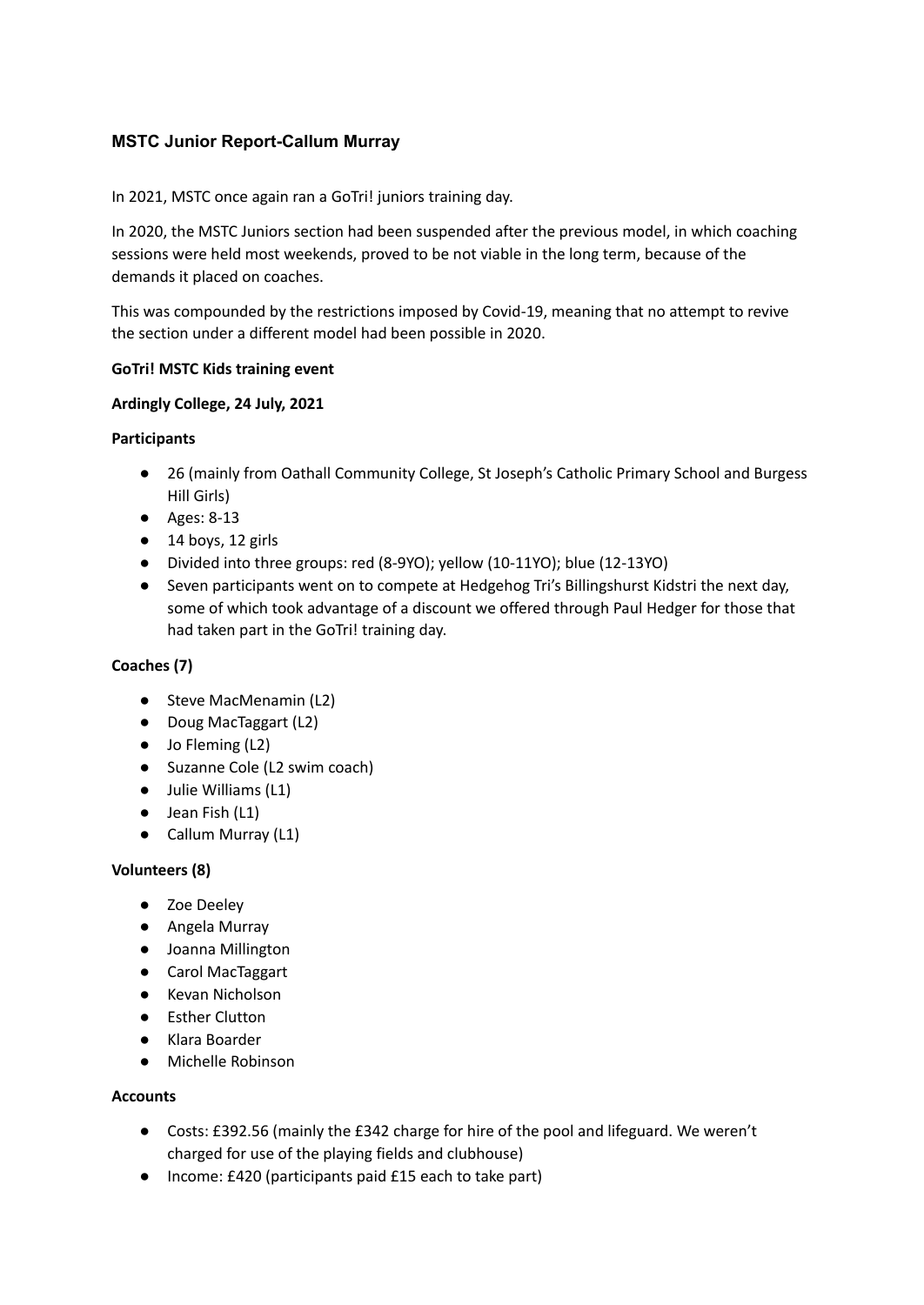### MSTC Junior Report-Callum Murray

In 2021, MSTC once again ran a GoTri! juniors training day.

In 2020, the MSTC Juniors section had been suspended after the previous model, in which coaching sessions were held most weekends, proved to be not viable in the long term, because of the demands it placed on coaches.

This was compounded by the restrictions imposed by Covid-19, meaning that no attempt to revive the section under a different model had been possible in 2020.

**GoTri! MSTC Kids training event**

**Ardingly College, 24 July, 2021**

**Participants**

- 26 (mainly from Oathall Community College, St Joseph's Catholic Primary School and Burgess Hill Girls)
- Ages: 8-13
- 14 boys, 12 girls
- Divided into three groups: red (8-9YO); yellow (10-11YO); blue (12-13YO)
- Seven participants went on to compete at Hedgehog Tri's Billingshurst Kidstri the next day, some of which took advantage of a discount we offered through Paul Hedger for those that had taken part in the GoTri! training day.

**Coaches (7)**

- Steve MacMenamin (L2)
- Doug MacTaggart (L2)
- Jo Fleming (L2)
- Suzanne Cole (L2 swim coach)
- Julie Williams (L1)
- Jean Fish (L1)
- Callum Murray (L1)

**Volunteers (8)**

- Zoe Deeley
- Angela Murray
- Joanna Millington
- Carol MacTaggart
- Kevan Nicholson
- Esther Clutton
- Klara Boarder
- Michelle Robinson

**Accounts**

- Costs: £392.56 (mainly the £342 charge for hire of the pool and lifeguard. We weren't charged for use of the playing fields and clubhouse)
- Income: £420 (participants paid £15 each to take part)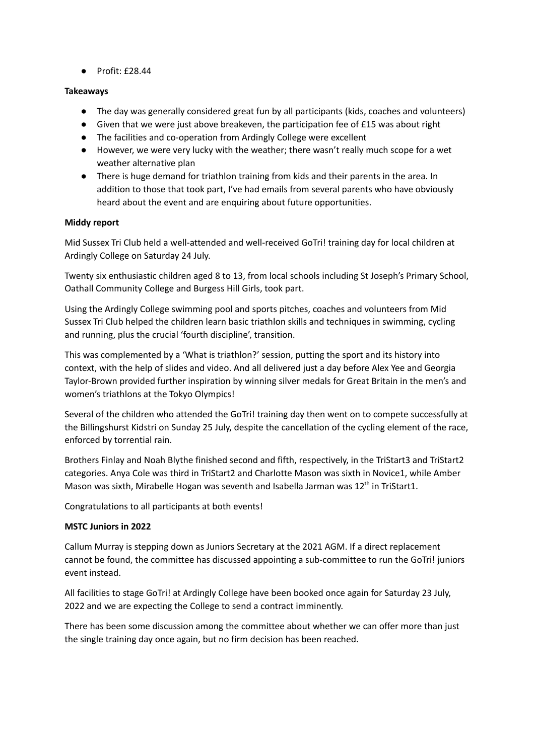- Profit: £28.44

**Takeaways**

- The day was generally considered great fun by all participants (kids, coaches and volunteers)
- Given that we were just above breakeven, the participation fee of £15 was about right
- The facilities and co-operation from Ardingly College were excellent
- However, we were very lucky with the weather; there wasn't really much scope for a wet weather alternative plan
- There is huge demand for triathlon training from kids and their parents in the area. In addition to those that took part, I've had emails from several parents who have obviously heard about the event and are enquiring about future opportunities.

**Middy report**

Mid Sussex Tri Club held a well-attended and well-received GoTri! training day for local children at Ardingly College on Saturday 24 July.

Twenty six enthusiastic children aged 8 to 13, from local schools including St Joseph's Primary School, Oathall Community College and Burgess Hill Girls, took part.

Using the Ardingly College swimming pool and sports pitches, coaches and volunteers from Mid Sussex Tri Club helped the children learn basic triathlon skills and techniques in swimming, cycling and running, plus the crucial 'fourth discipline', transition.

This was complemented by a 'What is triathlon?' session, putting the sport and its history into context, with the help of slides and video. And all delivered just a day before Alex Yee and Georgia Taylor-Brown provided further inspiration by winning silver medals for Great Britain in the men's and women's triathlons at the Tokyo Olympics!

Several of the children who attended the GoTri! training day then went on to compete successfully at the Billingshurst Kidstri on Sunday 25 July, despite the cancellation of the cycling element of the race, enforced by torrential rain.

Brothers Finlay and Noah Blythe finished second and fifth, respectively, in the TriStart3 and TriStart2 categories. Anya Cole was third in TriStart2 and Charlotte Mason was sixth in Novice1, while Amber Mason was sixth, Mirabelle Hogan was seventh and Isabella Jarman was 12th in TriStart1.

Congratulations to all participants at both events!

**MSTC Juniors in 2022**

Callum Murray is stepping down as Juniors Secretary at the 2021 AGM. If a direct replacement cannot be found, the committee has discussed appointing a sub-committee to run the GoTri! juniors event instead.

All facilities to stage GoTri! at Ardingly College have been booked once again for Saturday 23 July, 2022 and we are expecting the College to send a contract imminently.

There has been some discussion among the committee about whether we can offer more than just the single training day once again, but no firm decision has been reached.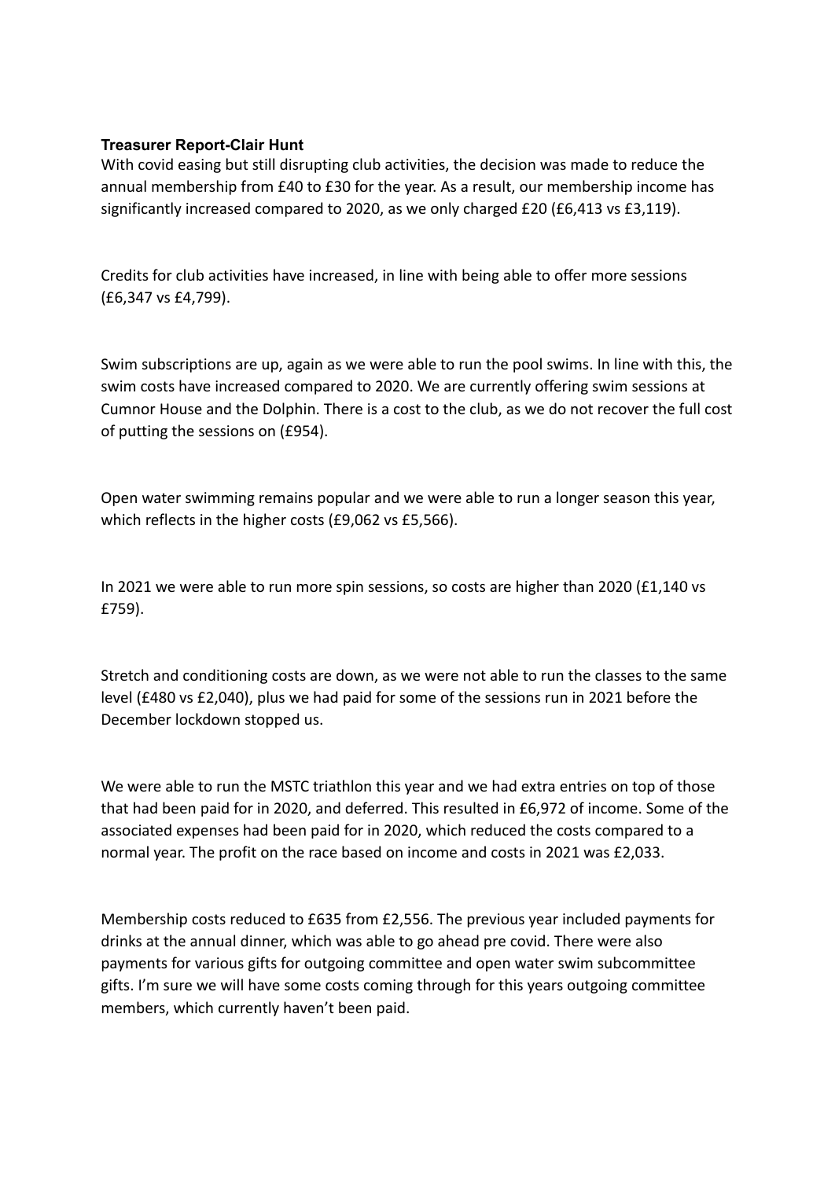**Treasurer Report-Clair Hunt**

With covid easing but still disrupting club activities, the decision was made to reduce the annual membership from £40 to £30 for the year. As a result, our membership income has significantly increased compared to 2020, as we only charged £20 (£6,413 vs £3,119).

Credits for club activities have increased, in line with being able to offer more sessions (£6,347 vs £4,799).

Swim subscriptions are up, again as we were able to run the pool swims. In line with this, the swim costs have increased compared to 2020. We are currently offering swim sessions at Cumnor House and the Dolphin. There is a cost to the club, as we do not recover the full cost of putting the sessions on (£954).

Open water swimming remains popular and we were able to run a longer season this year, which reflects in the higher costs (£9,062 vs £5,566).

In 2021 we were able to run more spin sessions, so costs are higher than 2020 (£1,140 vs £759).

Stretch and conditioning costs are down, as we were not able to run the classes to the same level (£480 vs £2,040), plus we had paid for some of the sessions run in 2021 before the December lockdown stopped us.

We were able to run the MSTC triathlon this year and we had extra entries on top of those that had been paid for in 2020, and deferred. This resulted in £6,972 of income. Some of the associated expenses had been paid for in 2020, which reduced the costs compared to a normal year. The profit on the race based on income and costs in 2021 was £2,033.

Membership costs reduced to £635 from £2,556. The previous year included payments for drinks at the annual dinner, which was able to go ahead pre covid. There were also payments for various gifts for outgoing committee and open water swim subcommittee gifts. I'm sure we will have some costs coming through for this years outgoing committee members, which currently haven't been paid.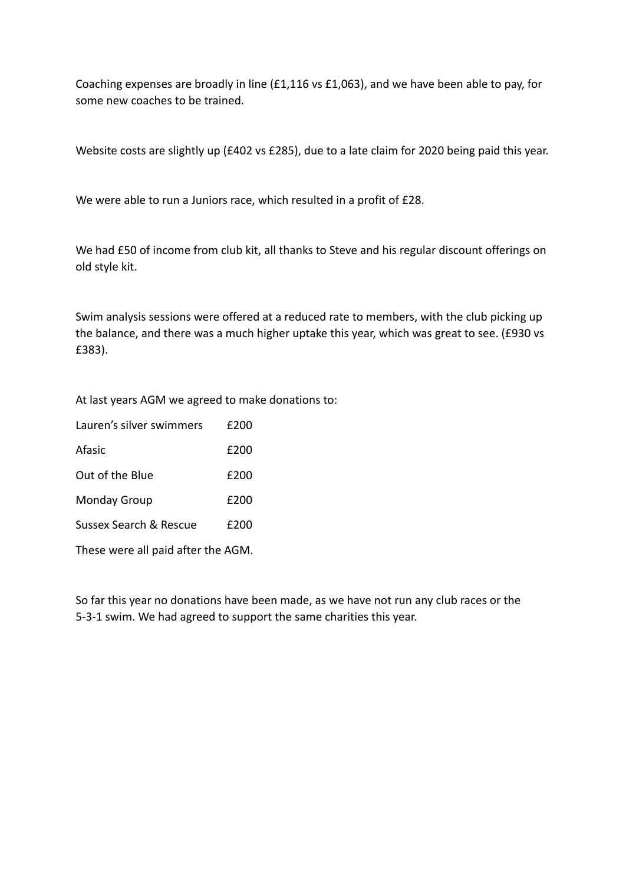Coaching expenses are broadly in line (£1,116 vs £1,063), and we have been able to pay, for some new coaches to be trained.

Website costs are slightly up (£402 vs £285), due to a late claim for 2020 being paid this year.

We were able to run a Juniors race, which resulted in a profit of £28.

We had £50 of income from club kit, all thanks to Steve and his regular discount offerings on old style kit.

Swim analysis sessions were offered at a reduced rate to members, with the club picking up the balance, and there was a much higher uptake this year, which was great to see. (£930 vs £383).

At last years AGM we agreed to make donations to:

| | |
|---|---|
| Lauren's silver swimmers | £200 |
| Afasic | £200 |
| Out of the Blue | £200 |
| Monday Group | £200 |
| Sussex Search & Rescue | £200 |

These were all paid after the AGM.

So far this year no donations have been made, as we have not run any club races or the 5-3-1 swim. We had agreed to support the same charities this year.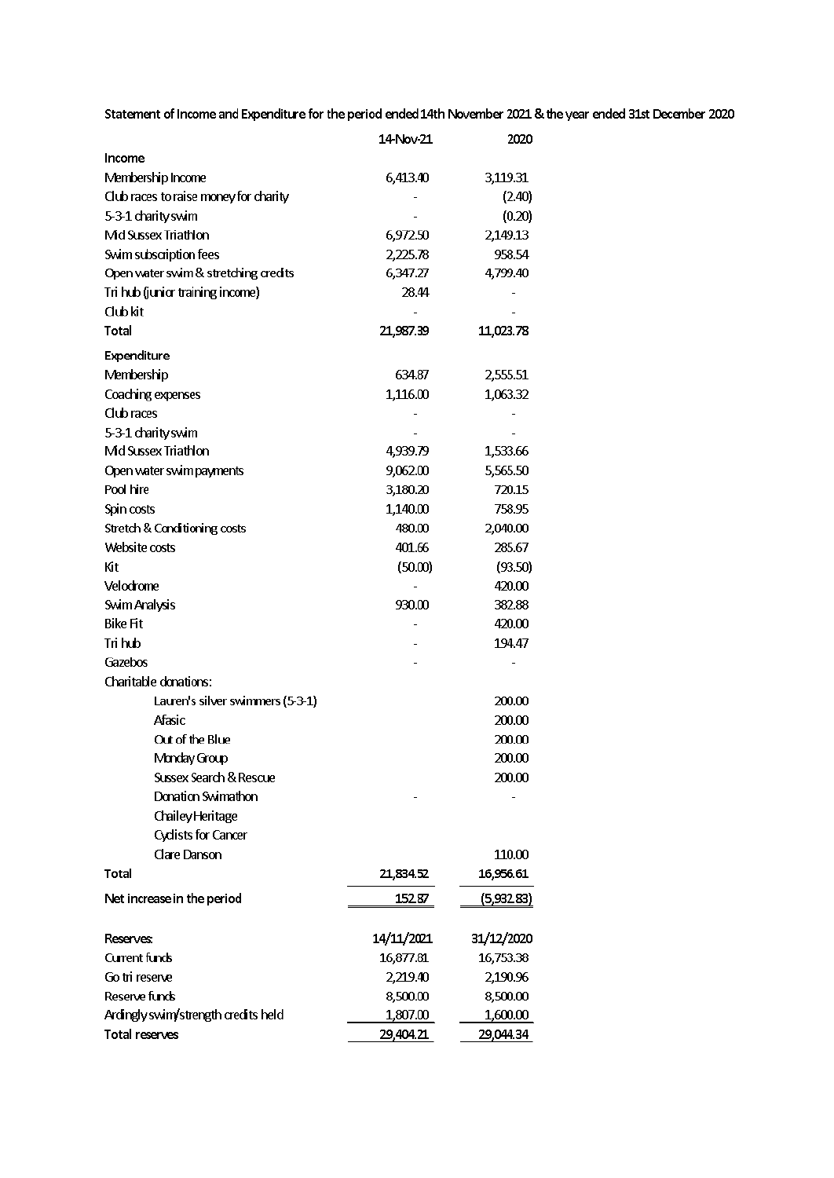Statement of Income and Expenditure for the period ended 14th November 2021 & the year ended 31st December 2020

| | 14-Nov-21 | 2020 |
|---|---|---|
| **Income** | | |
| Membership Income | 6,413.40 | 3,119.31 |
| Club races to raise money for charity | - | (2.40) |
| 5-3-1 charity swim | - | (0.20) |
| Mid Sussex Triathlon | 6,972.50 | 2,149.13 |
| Swim subscription fees | 2,225.78 | 958.54 |
| Open water swim & stretching credits | 6,347.27 | 4,799.40 |
| Tri hub (junior training income) | 28.44 | - |
| Club kit | - | - |
| **Total** | **21,987.39** | **11,023.78** |
| **Expenditure** | | |
| Membership | 634.87 | 2,555.51 |
| Coaching expenses | 1,116.00 | 1,063.32 |
| Club races | - | - |
| 5-3-1 charity swim | - | - |
| Mid Sussex Triathlon | 4,939.79 | 1,533.66 |
| Open water swim payments | 9,062.00 | 5,565.50 |
| Pool hire | 3,180.20 | 720.15 |
| Spin costs | 1,140.00 | 758.95 |
| Stretch & Conditioning costs | 480.00 | 2,040.00 |
| Website costs | 401.66 | 285.67 |
| Kit | (50.00) | (93.50) |
| Velodrome | - | 420.00 |
| Swim Analysis | 930.00 | 382.88 |
| Bike Fit | - | 420.00 |
| Tri hub | - | 194.47 |
| Gazebos | - | - |
| Charitable donations: | | |
| Lauren's silver swimmers (5-3-1) | | 200.00 |
| Afasic | | 200.00 |
| Out of the Blue | | 200.00 |
| Monday Group | | 200.00 |
| Sussex Search & Rescue | | 200.00 |
| Donation Swimathon | - | - |
| Chailey Heritage | | |
| Cyclists for Cancer | | |
| Clare Danson | | 110.00 |
| **Total** | **21,834.52** | **16,956.61** |
| **Net increase in the period** | **152.87** | **(5,932.83)** |

| Reserves: | 14/11/2021 | 31/12/2020 |
|---|---|---|
| Current funds | 16,877.81 | 16,753.38 |
| Go tri reserve | 2,219.40 | 2,190.96 |
| Reserve funds | 8,500.00 | 8,500.00 |
| Ardingly swim/strength credits held | 1,807.00 | 1,600.00 |
| **Total reserves** | **29,404.21** | **29,044.34** |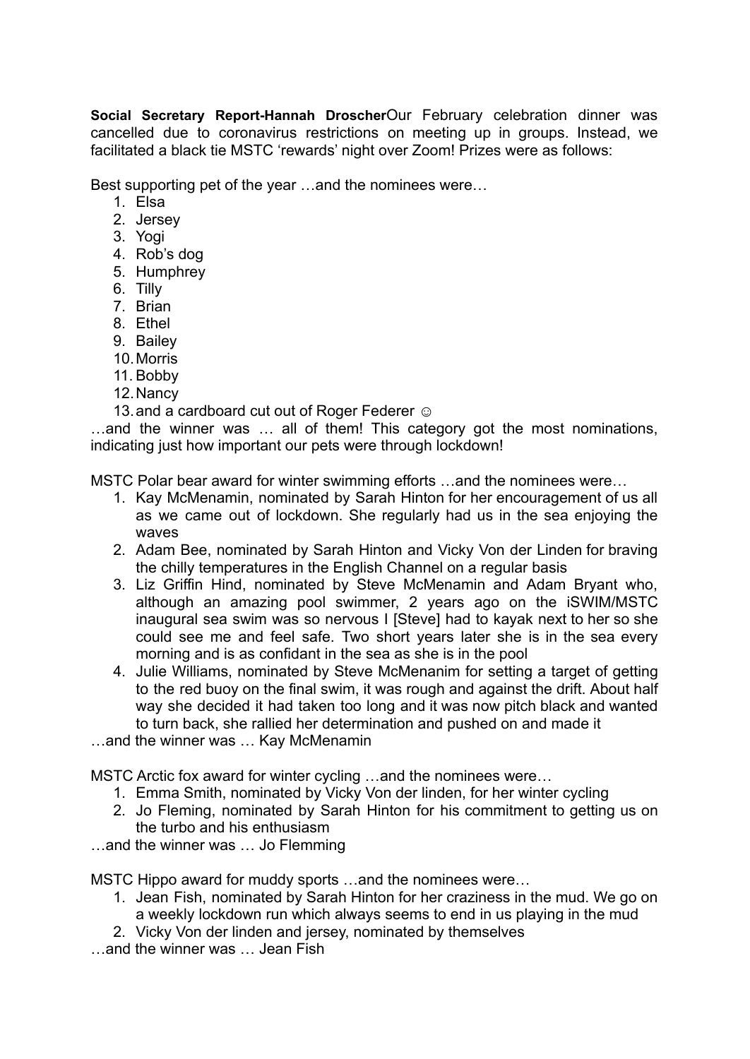**Social Secretary Report-Hannah Droscher**Our February celebration dinner was cancelled due to coronavirus restrictions on meeting up in groups. Instead, we facilitated a black tie MSTC 'rewards' night over Zoom! Prizes were as follows:

Best supporting pet of the year …and the nominees were…

1. Elsa
2. Jersey
3. Yogi
4. Rob's dog
5. Humphrey
6. Tilly
7. Brian
8. Ethel
9. Bailey
10. Morris
11. Bobby
12. Nancy
13. and a cardboard cut out of Roger Federer ☺

…and the winner was … all of them! This category got the most nominations, indicating just how important our pets were through lockdown!

MSTC Polar bear award for winter swimming efforts …and the nominees were…

1. Kay McMenamin, nominated by Sarah Hinton for her encouragement of us all as we came out of lockdown. She regularly had us in the sea enjoying the waves
2. Adam Bee, nominated by Sarah Hinton and Vicky Von der Linden for braving the chilly temperatures in the English Channel on a regular basis
3. Liz Griffin Hind, nominated by Steve McMenamin and Adam Bryant who, although an amazing pool swimmer, 2 years ago on the iSWIM/MSTC inaugural sea swim was so nervous I [Steve] had to kayak next to her so she could see me and feel safe. Two short years later she is in the sea every morning and is as confidant in the sea as she is in the pool
4. Julie Williams, nominated by Steve McMenanim for setting a target of getting to the red buoy on the final swim, it was rough and against the drift. About half way she decided it had taken too long and it was now pitch black and wanted to turn back, she rallied her determination and pushed on and made it

…and the winner was … Kay McMenamin

MSTC Arctic fox award for winter cycling …and the nominees were…

1. Emma Smith, nominated by Vicky Von der linden, for her winter cycling
2. Jo Fleming, nominated by Sarah Hinton for his commitment to getting us on the turbo and his enthusiasm

…and the winner was … Jo Flemming

MSTC Hippo award for muddy sports …and the nominees were…

1. Jean Fish, nominated by Sarah Hinton for her craziness in the mud. We go on a weekly lockdown run which always seems to end in us playing in the mud
2. Vicky Von der linden and jersey, nominated by themselves

…and the winner was … Jean Fish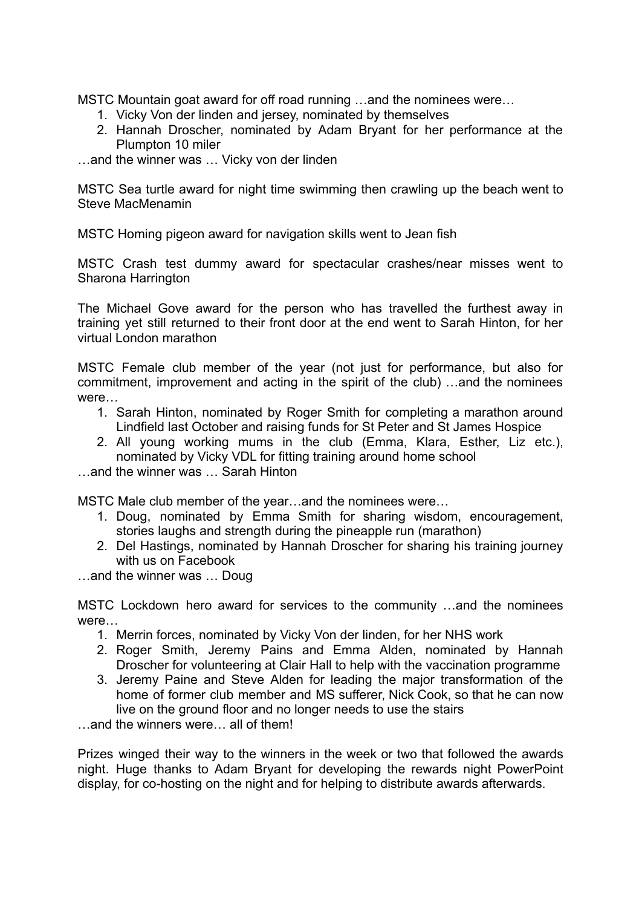MSTC Mountain goat award for off road running …and the nominees were…

1. Vicky Von der linden and jersey, nominated by themselves
2. Hannah Droscher, nominated by Adam Bryant for her performance at the Plumpton 10 miler

…and the winner was … Vicky von der linden

MSTC Sea turtle award for night time swimming then crawling up the beach went to Steve MacMenamin

MSTC Homing pigeon award for navigation skills went to Jean fish

MSTC Crash test dummy award for spectacular crashes/near misses went to Sharona Harrington

The Michael Gove award for the person who has travelled the furthest away in training yet still returned to their front door at the end went to Sarah Hinton, for her virtual London marathon

MSTC Female club member of the year (not just for performance, but also for commitment, improvement and acting in the spirit of the club) …and the nominees were…

1. Sarah Hinton, nominated by Roger Smith for completing a marathon around Lindfield last October and raising funds for St Peter and St James Hospice
2. All young working mums in the club (Emma, Klara, Esther, Liz etc.), nominated by Vicky VDL for fitting training around home school

…and the winner was … Sarah Hinton

MSTC Male club member of the year…and the nominees were…

1. Doug, nominated by Emma Smith for sharing wisdom, encouragement, stories laughs and strength during the pineapple run (marathon)
2. Del Hastings, nominated by Hannah Droscher for sharing his training journey with us on Facebook

…and the winner was … Doug

MSTC Lockdown hero award for services to the community …and the nominees were…

1. Merrin forces, nominated by Vicky Von der linden, for her NHS work
2. Roger Smith, Jeremy Pains and Emma Alden, nominated by Hannah Droscher for volunteering at Clair Hall to help with the vaccination programme
3. Jeremy Paine and Steve Alden for leading the major transformation of the home of former club member and MS sufferer, Nick Cook, so that he can now live on the ground floor and no longer needs to use the stairs

…and the winners were… all of them!

Prizes winged their way to the winners in the week or two that followed the awards night. Huge thanks to Adam Bryant for developing the rewards night PowerPoint display, for co-hosting on the night and for helping to distribute awards afterwards.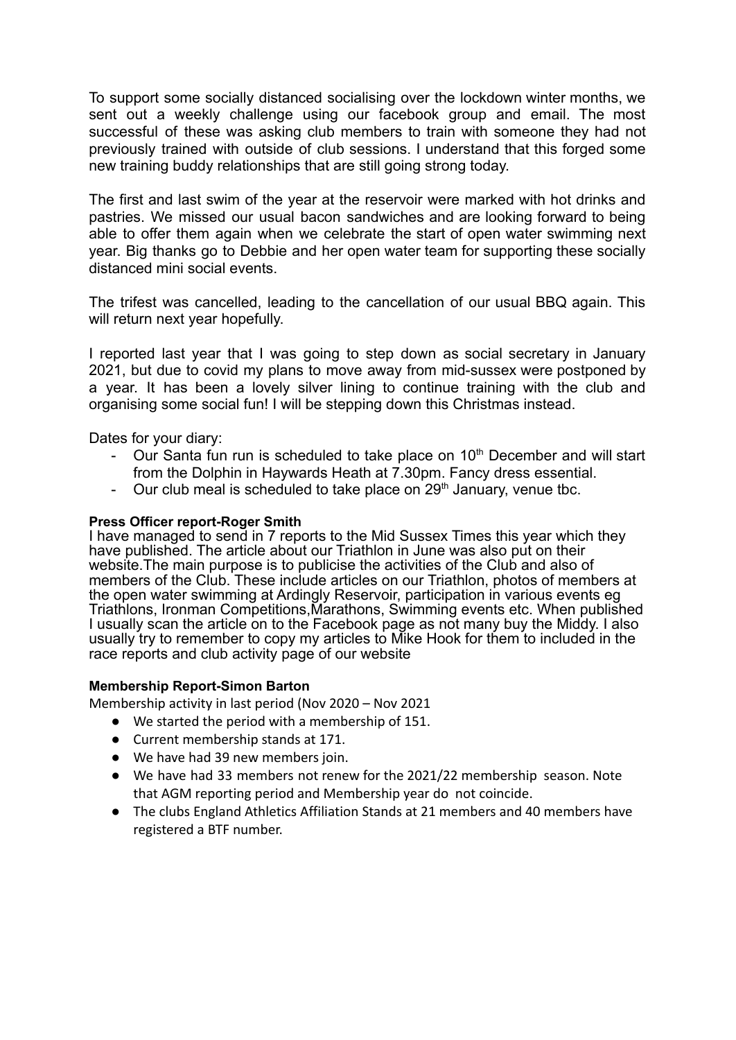To support some socially distanced socialising over the lockdown winter months, we sent out a weekly challenge using our facebook group and email. The most successful of these was asking club members to train with someone they had not previously trained with outside of club sessions. I understand that this forged some new training buddy relationships that are still going strong today.

The first and last swim of the year at the reservoir were marked with hot drinks and pastries. We missed our usual bacon sandwiches and are looking forward to being able to offer them again when we celebrate the start of open water swimming next year. Big thanks go to Debbie and her open water team for supporting these socially distanced mini social events.

The trifest was cancelled, leading to the cancellation of our usual BBQ again. This will return next year hopefully.

I reported last year that I was going to step down as social secretary in January 2021, but due to covid my plans to move away from mid-sussex were postponed by a year. It has been a lovely silver lining to continue training with the club and organising some social fun! I will be stepping down this Christmas instead.

Dates for your diary:

- Our Santa fun run is scheduled to take place on 10th December and will start from the Dolphin in Haywards Heath at 7.30pm. Fancy dress essential.
- Our club meal is scheduled to take place on 29th January, venue tbc.

**Press Officer report-Roger Smith**

I have managed to send in 7 reports to the Mid Sussex Times this year which they have published. The article about our Triathlon in June was also put on their website.The main purpose is to publicise the activities of the Club and also of members of the Club. These include articles on our Triathlon, photos of members at the open water swimming at Ardingly Reservoir, participation in various events eg Triathlons, Ironman Competitions,Marathons, Swimming events etc. When published I usually scan the article on to the Facebook page as not many buy the Middy. I also usually try to remember to copy my articles to Mike Hook for them to included in the race reports and club activity page of our website

**Membership Report-Simon Barton**

Membership activity in last period (Nov 2020 – Nov 2021

- We started the period with a membership of 151.
- Current membership stands at 171.
- We have had 39 new members join.
- We have had 33 members not renew for the 2021/22 membership season. Note that AGM reporting period and Membership year do not coincide.
- The clubs England Athletics Affiliation Stands at 21 members and 40 members have registered a BTF number.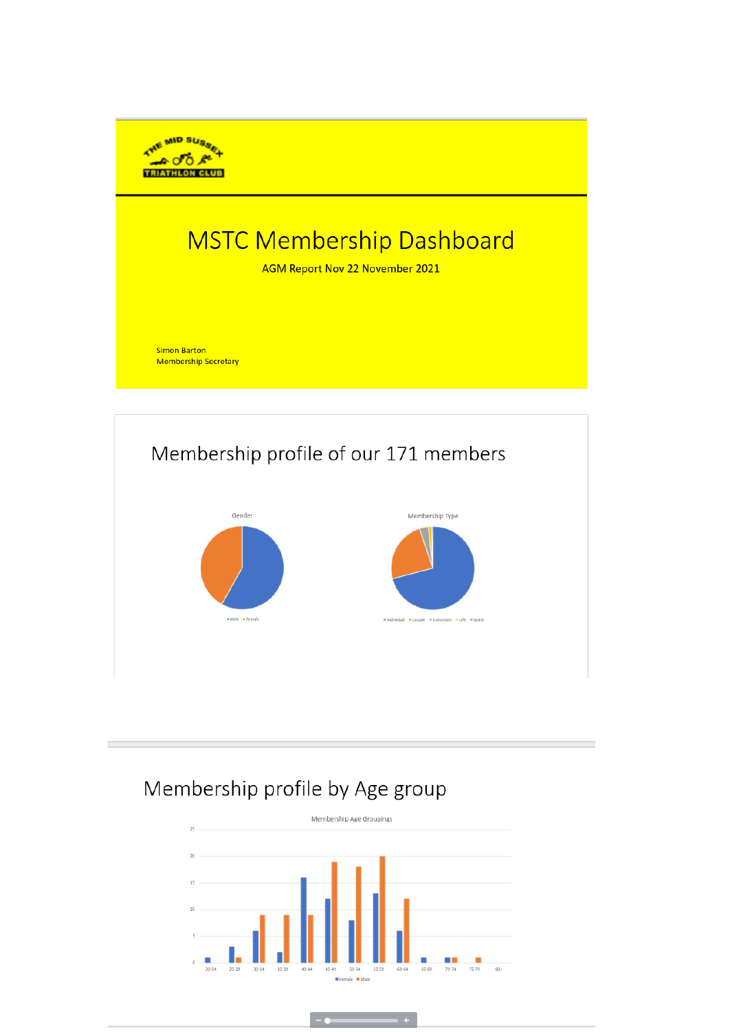# MSTC Membership Dashboard

AGM Report Nov 22 November 2021

Simon Barton
Membership Secretary

## Membership profile of our 171 members

Gender

Male ■ Female

Membership Type

Individual ■ Couple ■ Concession ■ Life ■ Guest

## Membership profile by Age group

Membership Age Groupings

| Age group | Female | Male |
|---|---|---|
| 20-24 | 1 | 0 |
| 25-29 | 3 | 1 |
| 30-34 | 6 | 9 |
| 35-39 | 2 | 9 |
| 40-44 | 16 | 9 |
| 45-49 | 12 | 19 |
| 50-54 | 8 | 18 |
| 55-59 | 13 | 20 |
| 60-64 | 6 | 12 |
| 65-69 | 1 | 0 |
| 70-74 | 1 | 1 |
| 75-79 | 0 | 1 |
| 80+ | 0 | 0 |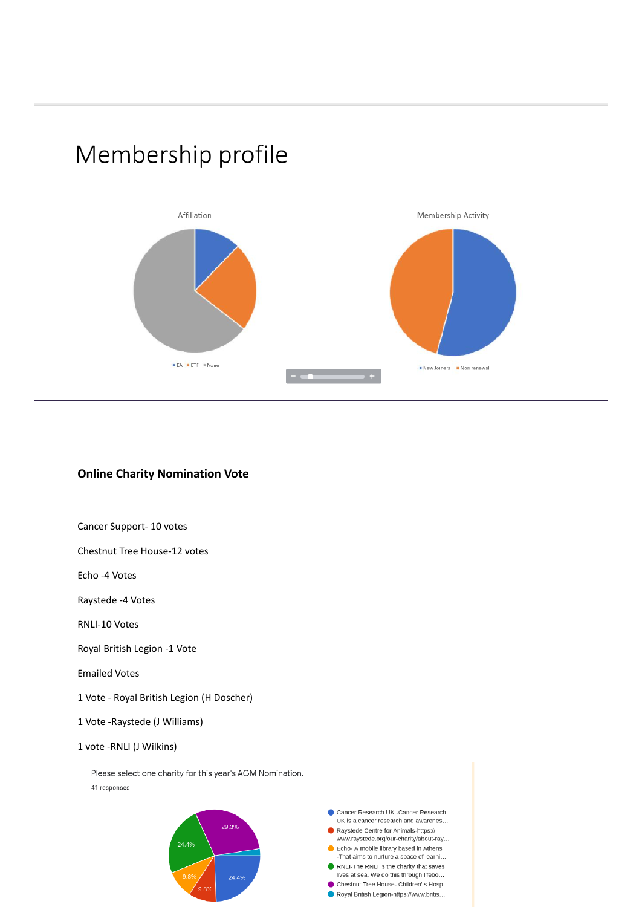# Membership profile

Affiliation

■ EA ■ ETF ■ None

Membership Activity

■ New Joiners ■ Non renewal

**Online Charity Nomination Vote**

Cancer Support- 10 votes

Chestnut Tree House-12 votes

Echo -4 Votes

Raystede -4 Votes

RNLI-10 Votes

Royal British Legion -1 Vote

Emailed Votes

1 Vote - Royal British Legion (H Doscher)

1 Vote -Raystede (J Williams)

1 vote -RNLI (J Wilkins)

Please select one charity for this year's AGM Nomination.

41 responses

- Cancer Research UK -Cancer Research UK is a cancer research and awarenes…
- Raystede Centre for Animals-https://www.raystede.org/our-charity/about-ray…
- Echo- A mobile library based in Athens -That aims to nurture a space of learni…
- RNLI-The RNLI is the charity that saves lives at sea. We do this through lifebo…
- Chestnut Tree House- Children' s Hosp…
- Royal British Legion-https://www.britis…

29.3%, 24.4%, 24.4%, 9.8%, 9.8%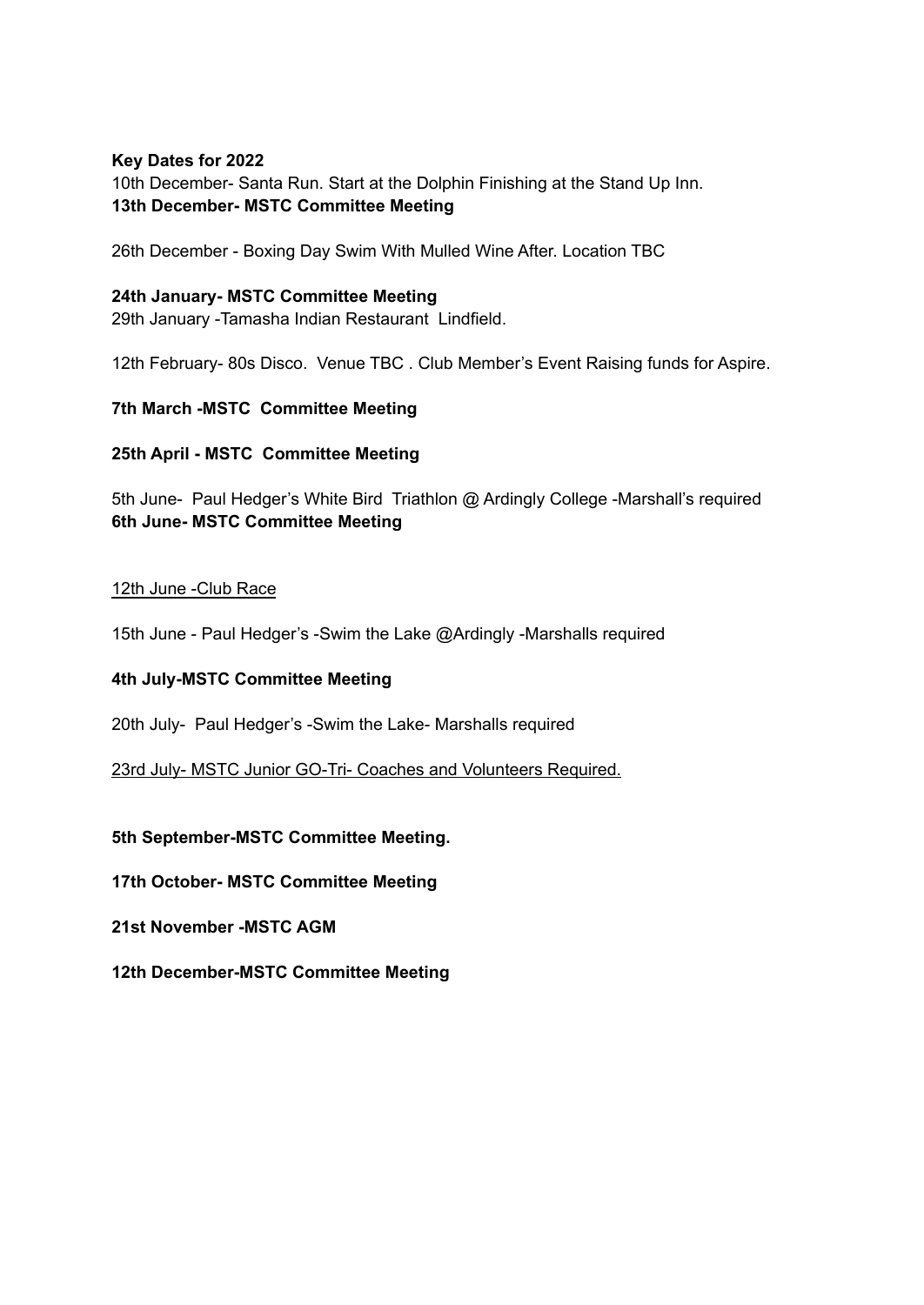**Key Dates for 2022**

10th December- Santa Run. Start at the Dolphin Finishing at the Stand Up Inn.
**13th December- MSTC Committee Meeting**

26th December - Boxing Day Swim With Mulled Wine After. Location TBC

**24th January- MSTC Committee Meeting**
29th January -Tamasha Indian Restaurant Lindfield.

12th February- 80s Disco. Venue TBC . Club Member's Event Raising funds for Aspire.

**7th March -MSTC Committee Meeting**

**25th April - MSTC Committee Meeting**

5th June- Paul Hedger's White Bird Triathlon @ Ardingly College -Marshall's required
**6th June- MSTC Committee Meeting**

<u>12th June -Club Race</u>

15th June - Paul Hedger's -Swim the Lake @Ardingly -Marshalls required

**4th July-MSTC Committee Meeting**

20th July- Paul Hedger's -Swim the Lake- Marshalls required

<u>23rd July- MSTC Junior GO-Tri- Coaches and Volunteers Required.</u>

**5th September-MSTC Committee Meeting.**

**17th October- MSTC Committee Meeting**

**21st November -MSTC AGM**

**12th December-MSTC Committee Meeting**